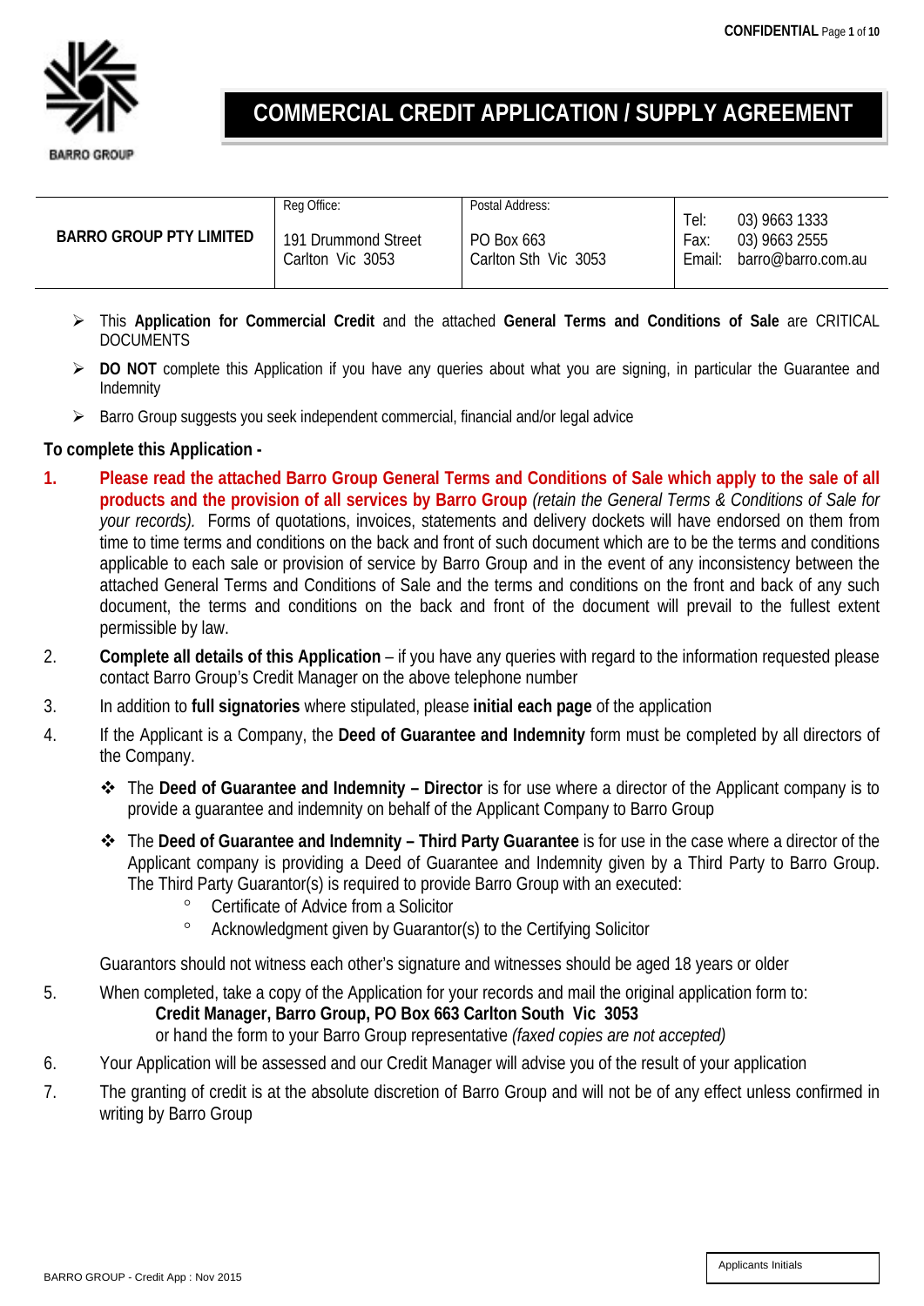BARRO GROUP

# COMMERCIAL CREDIT APPLICATION / SUPPLY AGREEMENT

| BARRO GROUP PTY LIMITED | Reg Office: 191 Drummond Street Carlton Vic 3053 | Postal Address: PO Box 663 Carlton Sth Vic 3053 | Tel: 03) 9663 1333 Fax: 03) 9663 2555 Email: barro@barro.com.au |
|---|---|---|---|

- This **Application for Commercial Credit** and the attached **General Terms and Conditions of Sale** are CRITICAL DOCUMENTS
- **DO NOT** complete this Application if you have any queries about what you are signing, in particular the Guarantee and Indemnity
- Barro Group suggests you seek independent commercial, financial and/or legal advice

**To complete this Application -**

1. **Please read the attached Barro Group General Terms and Conditions of Sale which apply to the sale of all products and the provision of all services by Barro Group** *(retain the General Terms & Conditions of Sale for your records).* Forms of quotations, invoices, statements and delivery dockets will have endorsed on them from time to time terms and conditions on the back and front of such document which are to be the terms and conditions applicable to each sale or provision of service by Barro Group and in the event of any inconsistency between the attached General Terms and Conditions of Sale and the terms and conditions on the front and back of any such document, the terms and conditions on the back and front of the document will prevail to the fullest extent permissible by law.
2. **Complete all details of this Application** – if you have any queries with regard to the information requested please contact Barro Group's Credit Manager on the above telephone number
3. In addition to **full signatories** where stipulated, please **initial each page** of the application
4. If the Applicant is a Company, the **Deed of Guarantee and Indemnity** form must be completed by all directors of the Company.
   - The **Deed of Guarantee and Indemnity – Director** is for use where a director of the Applicant company is to provide a guarantee and indemnity on behalf of the Applicant Company to Barro Group
   - The **Deed of Guarantee and Indemnity – Third Party Guarantee** is for use in the case where a director of the Applicant company is providing a Deed of Guarantee and Indemnity given by a Third Party to Barro Group. The Third Party Guarantor(s) is required to provide Barro Group with an executed:
     - Certificate of Advice from a Solicitor
     - Acknowledgment given by Guarantor(s) to the Certifying Solicitor

   Guarantors should not witness each other's signature and witnesses should be aged 18 years or older
5. When completed, take a copy of the Application for your records and mail the original application form to:
   **Credit Manager, Barro Group, PO Box 663 Carlton South Vic 3053**
   or hand the form to your Barro Group representative *(faxed copies are not accepted)*
6. Your Application will be assessed and our Credit Manager will advise you of the result of your application
7. The granting of credit is at the absolute discretion of Barro Group and will not be of any effect unless confirmed in writing by Barro Group

Applicants Initials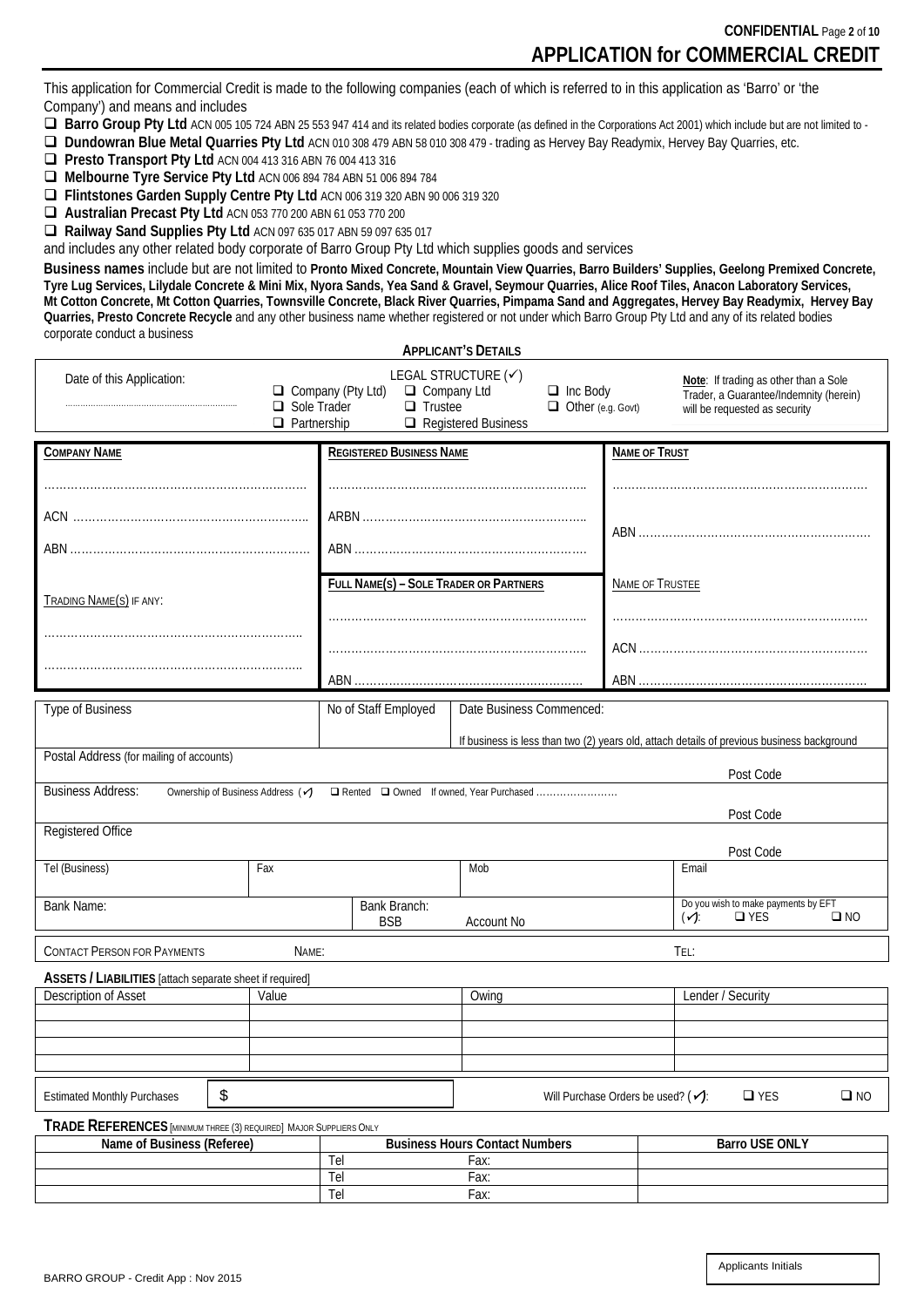**CONFIDENTIAL**

# APPLICATION for COMMERCIAL CREDIT

This application for Commercial Credit is made to the following companies (each of which is referred to in this application as 'Barro' or 'the Company') and means and includes

- ❑ **Barro Group Pty Ltd** ACN 005 105 724 ABN 25 553 947 414 and its related bodies corporate (as defined in the Corporations Act 2001) which include but are not limited to -
- ❑ **Dundowran Blue Metal Quarries Pty Ltd** ACN 010 308 479 ABN 58 010 308 479 - trading as Hervey Bay Readymix, Hervey Bay Quarries, etc.
- ❑ **Presto Transport Pty Ltd** ACN 004 413 316 ABN 76 004 413 316
- ❑ **Melbourne Tyre Service Pty Ltd** ACN 006 894 784 ABN 51 006 894 784
- ❑ **Flintstones Garden Supply Centre Pty Ltd** ACN 006 319 320 ABN 90 006 319 320
- ❑ **Australian Precast Pty Ltd** ACN 053 770 200 ABN 61 053 770 200
- ❑ **Railway Sand Supplies Pty Ltd** ACN 097 635 017 ABN 59 097 635 017

and includes any other related body corporate of Barro Group Pty Ltd which supplies goods and services

**Business names** include but are not limited to **Pronto Mixed Concrete, Mountain View Quarries, Barro Builders' Supplies, Geelong Premixed Concrete, Tyre Lug Services, Lilydale Concrete & Mini Mix, Nyora Sands, Yea Sand & Gravel, Seymour Quarries, Alice Roof Tiles, Anacon Laboratory Services, Mt Cotton Concrete, Mt Cotton Quarries, Townsville Concrete, Black River Quarries, Pimpama Sand and Aggregates, Hervey Bay Readymix, Hervey Bay Quarries, Presto Concrete Recycle** and any other business name whether registered or not under which Barro Group Pty Ltd and any of its related bodies corporate conduct a business

## APPLICANT'S DETAILS

Date of this Application: ....................

LEGAL STRUCTURE (✓)
❑ Company (Pty Ltd) ❑ Company Ltd ❑ Inc Body
❑ Sole Trader ❑ Trustee ❑ Other (e.g. Govt)
❑ Partnership ❑ Registered Business

**Note**: If trading as other than a Sole Trader, a Guarantee/Indemnity (herein) will be requested as security

| **COMPANY NAME** | **REGISTERED BUSINESS NAME** | **NAME OF TRUST** |
|---|---|---|
| .................... | .................... | .................... |
| ACN .................... | ARBN .................... | ABN .................... |
| ABN .................... | ABN .................... | |
| TRADING NAME(S) IF ANY: | **FULL NAME(S) – SOLE TRADER OR PARTNERS** | NAME OF TRUSTEE |
| .................... | .................... | .................... |
| .................... | .................... | ACN .................... |
| | ABN .................... | ABN .................... |

| Type of Business | No of Staff Employed | Date Business Commenced: If business is less than two (2) years old, attach details of previous business background |
|---|---|---|

Postal Address (for mailing of accounts) Post Code

Business Address: Ownership of Business Address (✓) ❑ Rented ❑ Owned If owned, Year Purchased .................... Post Code

Registered Office Post Code

| Tel (Business) | Fax | Mob | Email |
|---|---|---|---|

| Bank Name: | Bank Branch: BSB | Account No | Do you wish to make payments by EFT (✓): ❑ YES ❑ NO |
|---|---|---|---|

| CONTACT PERSON FOR PAYMENTS | NAME: | TEL: |
|---|---|---|

**ASSETS / LIABILITIES** [attach separate sheet if required]

| Description of Asset | Value | Owing | Lender / Security |
|---|---|---|---|
| | | | |
| | | | |
| | | | |
| | | | |

Estimated Monthly Purchases $ Will Purchase Orders be used? (✓): ❑ YES ❑ NO

**TRADE REFERENCES** [MINIMUM THREE (3) REQUIRED] MAJOR SUPPLIERS ONLY

| Name of Business (Referee) | Business Hours Contact Numbers | | Barro USE ONLY |
|---|---|---|---|
| | Tel | Fax: | |
| | Tel | Fax: | |
| | Tel | Fax: | |

Applicants Initials

BARRO GROUP - Credit App : Nov 2015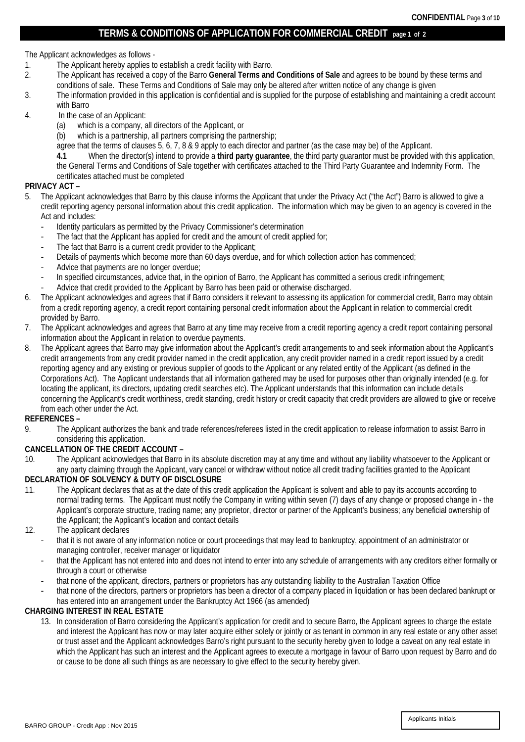## TERMS & CONDITIONS OF APPLICATION FOR COMMERCIAL CREDIT page 1 of 2

The Applicant acknowledges as follows -

1. The Applicant hereby applies to establish a credit facility with Barro.
2. The Applicant has received a copy of the Barro **General Terms and Conditions of Sale** and agrees to be bound by these terms and conditions of sale. These Terms and Conditions of Sale may only be altered after written notice of any change is given
3. The information provided in this application is confidential and is supplied for the purpose of establishing and maintaining a credit account with Barro
4. In the case of an Applicant:
   (a) which is a company, all directors of the Applicant, or
   (b) which is a partnership, all partners comprising the partnership;

   agree that the terms of clauses 5, 6, 7, 8 & 9 apply to each director and partner (as the case may be) of the Applicant.

   **4.1** When the director(s) intend to provide a **third party guarantee**, the third party guarantor must be provided with this application, the General Terms and Conditions of Sale together with certificates attached to the Third Party Guarantee and Indemnity Form. The certificates attached must be completed

**PRIVACY ACT –**

5. The Applicant acknowledges that Barro by this clause informs the Applicant that under the Privacy Act ("the Act") Barro is allowed to give a credit reporting agency personal information about this credit application. The information which may be given to an agency is covered in the Act and includes:
   - Identity particulars as permitted by the Privacy Commissioner's determination
   - The fact that the Applicant has applied for credit and the amount of credit applied for;
   - The fact that Barro is a current credit provider to the Applicant;
   - Details of payments which become more than 60 days overdue, and for which collection action has commenced;
   - Advice that payments are no longer overdue;
   - In specified circumstances, advice that, in the opinion of Barro, the Applicant has committed a serious credit infringement;
   - Advice that credit provided to the Applicant by Barro has been paid or otherwise discharged.
6. The Applicant acknowledges and agrees that if Barro considers it relevant to assessing its application for commercial credit, Barro may obtain from a credit reporting agency, a credit report containing personal credit information about the Applicant in relation to commercial credit provided by Barro.
7. The Applicant acknowledges and agrees that Barro at any time may receive from a credit reporting agency a credit report containing personal information about the Applicant in relation to overdue payments.
8. The Applicant agrees that Barro may give information about the Applicant's credit arrangements to and seek information about the Applicant's credit arrangements from any credit provider named in the credit application, any credit provider named in a credit report issued by a credit reporting agency and any existing or previous supplier of goods to the Applicant or any related entity of the Applicant (as defined in the Corporations Act). The Applicant understands that all information gathered may be used for purposes other than originally intended (e.g. for locating the applicant, its directors, updating credit searches etc). The Applicant understands that this information can include details concerning the Applicant's credit worthiness, credit standing, credit history or credit capacity that credit providers are allowed to give or receive from each other under the Act.

**REFERENCES –**

9. The Applicant authorizes the bank and trade references/referees listed in the credit application to release information to assist Barro in considering this application.

**CANCELLATION OF THE CREDIT ACCOUNT –**

10. The Applicant acknowledges that Barro in its absolute discretion may at any time and without any liability whatsoever to the Applicant or any party claiming through the Applicant, vary cancel or withdraw without notice all credit trading facilities granted to the Applicant

**DECLARATION OF SOLVENCY & DUTY OF DISCLOSURE**

11. The Applicant declares that as at the date of this credit application the Applicant is solvent and able to pay its accounts according to normal trading terms. The Applicant must notify the Company in writing within seven (7) days of any change or proposed change in - the Applicant's corporate structure, trading name; any proprietor, director or partner of the Applicant's business; any beneficial ownership of the Applicant; the Applicant's location and contact details
12. The applicant declares
    - that it is not aware of any information notice or court proceedings that may lead to bankruptcy, appointment of an administrator or managing controller, receiver manager or liquidator
    - that the Applicant has not entered into and does not intend to enter into any schedule of arrangements with any creditors either formally or through a court or otherwise
    - that none of the applicant, directors, partners or proprietors has any outstanding liability to the Australian Taxation Office
    - that none of the directors, partners or proprietors has been a director of a company placed in liquidation or has been declared bankrupt or has entered into an arrangement under the Bankruptcy Act 1966 (as amended)

**CHARGING INTEREST IN REAL ESTATE**

13. In consideration of Barro considering the Applicant's application for credit and to secure Barro, the Applicant agrees to charge the estate and interest the Applicant has now or may later acquire either solely or jointly or as tenant in common in any real estate or any other asset or trust asset and the Applicant acknowledges Barro's right pursuant to the security hereby given to lodge a caveat on any real estate in which the Applicant has such an interest and the Applicant agrees to execute a mortgage in favour of Barro upon request by Barro and do or cause to be done all such things as are necessary to give effect to the security hereby given.

Applicants Initials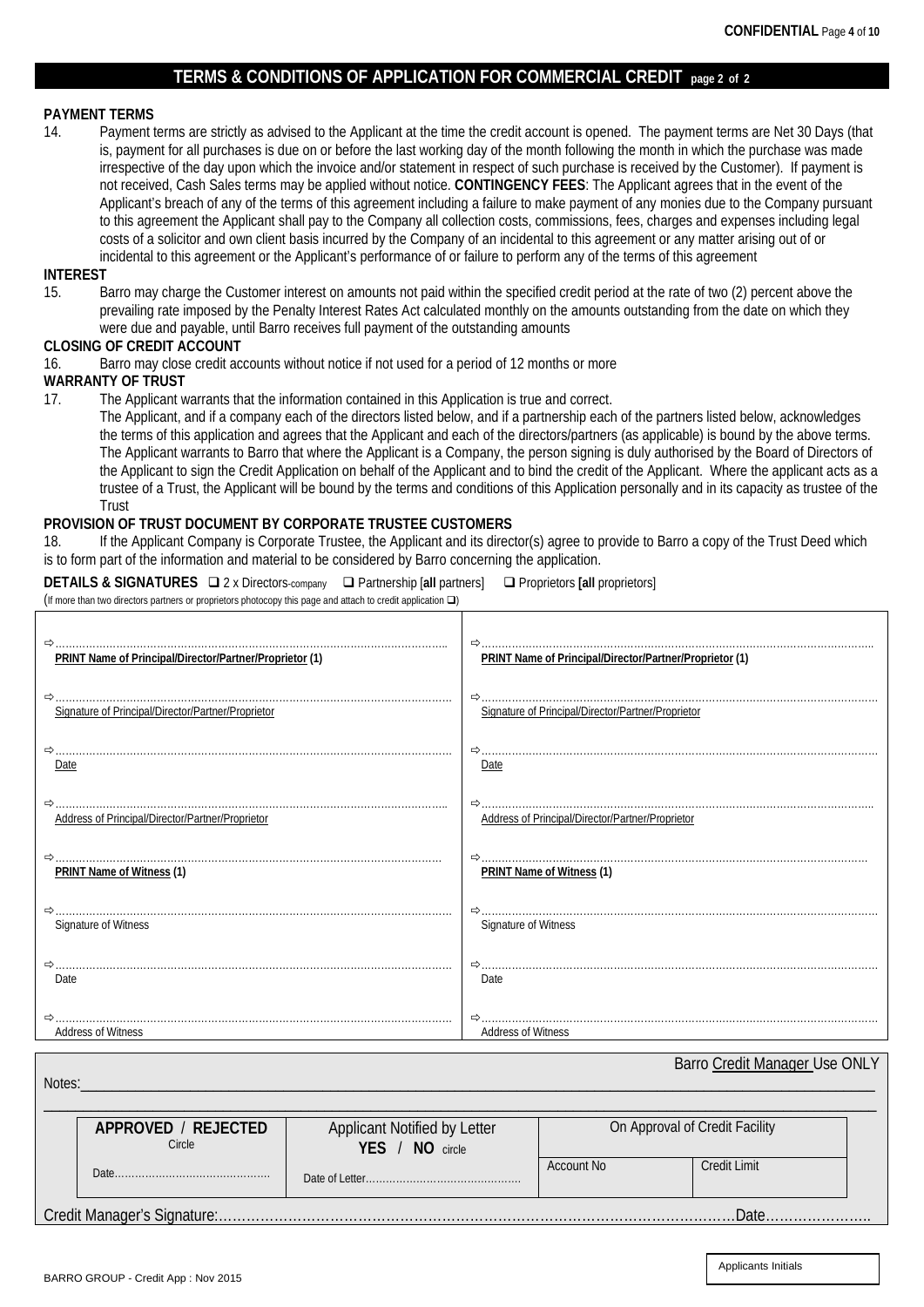## TERMS & CONDITIONS OF APPLICATION FOR COMMERCIAL CREDIT page 2 of 2

**PAYMENT TERMS**

14. Payment terms are strictly as advised to the Applicant at the time the credit account is opened. The payment terms are Net 30 Days (that is, payment for all purchases is due on or before the last working day of the month following the month in which the purchase was made irrespective of the day upon which the invoice and/or statement in respect of such purchase is received by the Customer). If payment is not received, Cash Sales terms may be applied without notice. **CONTINGENCY FEES**: The Applicant agrees that in the event of the Applicant's breach of any of the terms of this agreement including a failure to make payment of any monies due to the Company pursuant to this agreement the Applicant shall pay to the Company all collection costs, commissions, fees, charges and expenses including legal costs of a solicitor and own client basis incurred by the Company of an incidental to this agreement or any matter arising out of or incidental to this agreement or the Applicant's performance of or failure to perform any of the terms of this agreement

**INTEREST**

15. Barro may charge the Customer interest on amounts not paid within the specified credit period at the rate of two (2) percent above the prevailing rate imposed by the Penalty Interest Rates Act calculated monthly on the amounts outstanding from the date on which they were due and payable, until Barro receives full payment of the outstanding amounts

**CLOSING OF CREDIT ACCOUNT**

16. Barro may close credit accounts without notice if not used for a period of 12 months or more

**WARRANTY OF TRUST**

17. The Applicant warrants that the information contained in this Application is true and correct.
The Applicant, and if a company each of the directors listed below, and if a partnership each of the partners listed below, acknowledges the terms of this application and agrees that the Applicant and each of the directors/partners (as applicable) is bound by the above terms. The Applicant warrants to Barro that where the Applicant is a Company, the person signing is duly authorised by the Board of Directors of the Applicant to sign the Credit Application on behalf of the Applicant and to bind the credit of the Applicant. Where the applicant acts as a trustee of a Trust, the Applicant will be bound by the terms and conditions of this Application personally and in its capacity as trustee of the Trust

**PROVISION OF TRUST DOCUMENT BY CORPORATE TRUSTEE CUSTOMERS**

18. If the Applicant Company is Corporate Trustee, the Applicant and its director(s) agree to provide to Barro a copy of the Trust Deed which is to form part of the information and material to be considered by Barro concerning the application.

**DETAILS & SIGNATURES** ❑ 2 x Directors-company ❑ Partnership [**all** partners] ❑ Proprietors **[all** proprietors]

(If more than two directors partners or proprietors photocopy this page and attach to credit application ❑)

| | |
|---|---|
| ⇨ ........................................ **PRINT Name of Principal/Director/Partner/Proprietor (1)** | ⇨ ........................................ **PRINT Name of Principal/Director/Partner/Proprietor (1)** |
| ⇨ ........................................ Signature of Principal/Director/Partner/Proprietor | ⇨ ........................................ Signature of Principal/Director/Partner/Proprietor |
| ⇨ ........................................ Date | ⇨ ........................................ Date |
| ⇨ ........................................ Address of Principal/Director/Partner/Proprietor | ⇨ ........................................ Address of Principal/Director/Partner/Proprietor |
| ⇨ ........................................ **PRINT Name of Witness (1)** | ⇨ ........................................ **PRINT Name of Witness (1)** |
| ⇨ ........................................ Signature of Witness | ⇨ ........................................ Signature of Witness |
| ⇨ ........................................ Date | ⇨ ........................................ Date |
| ⇨ ........................................ Address of Witness | ⇨ ........................................ Address of Witness |

Barro Credit Manager Use ONLY

Notes:______________________________________________________________________

| APPROVED / REJECTED Circle | Applicant Notified by Letter **YES / NO** circle | On Approval of Credit Facility | |
|---|---|---|---|
| Date........................................ | Date of Letter........................................ | Account No | Credit Limit |

Credit Manager's Signature:........................................................................................Date.......................

BARRO GROUP - Credit App : Nov 2015

Applicants Initials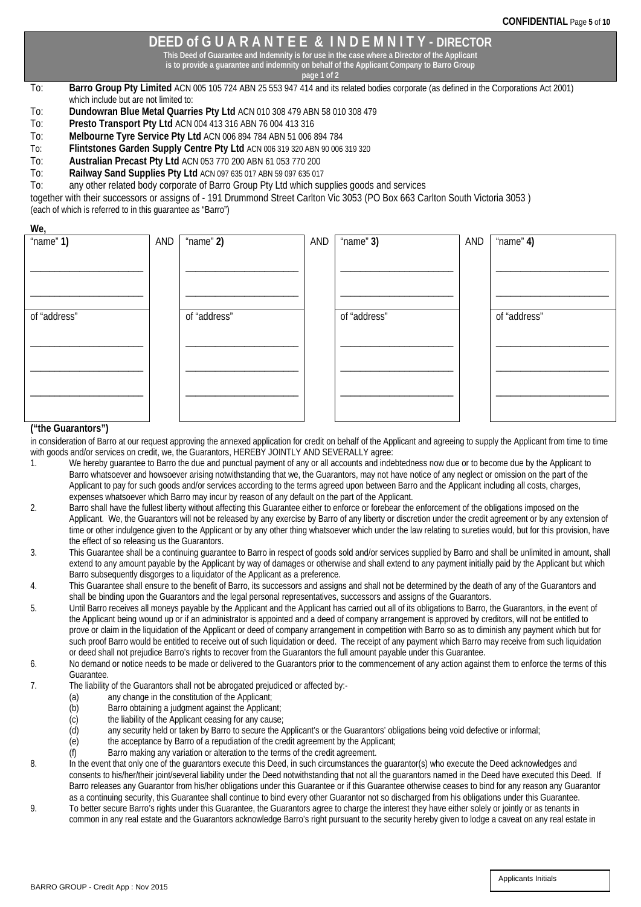# DEED of GUARANTEE & INDEMNITY - DIRECTOR

**This Deed of Guarantee and Indemnity is for use in the case where a Director of the Applicant is to provide a guarantee and indemnity on behalf of the Applicant Company to Barro Group**

**page 1 of 2**

To: **Barro Group Pty Limited** ACN 005 105 724 ABN 25 553 947 414 and its related bodies corporate (as defined in the Corporations Act 2001) which include but are not limited to:

To: **Dundowran Blue Metal Quarries Pty Ltd** ACN 010 308 479 ABN 58 010 308 479

To: **Presto Transport Pty Ltd** ACN 004 413 316 ABN 76 004 413 316

To: **Melbourne Tyre Service Pty Ltd** ACN 006 894 784 ABN 51 006 894 784

To: **Flintstones Garden Supply Centre Pty Ltd** ACN 006 319 320 ABN 90 006 319 320

To: **Australian Precast Pty Ltd** ACN 053 770 200 ABN 61 053 770 200

To: **Railway Sand Supplies Pty Ltd** ACN 097 635 017 ABN 59 097 635 017

To: any other related body corporate of Barro Group Pty Ltd which supplies goods and services

together with their successors or assigns of - 191 Drummond Street Carlton Vic 3053 (PO Box 663 Carlton South Victoria 3053 )

(each of which is referred to in this guarantee as "Barro")

**We,**

| "name" **1)** | AND | "name" **2)** | AND | "name" **3)** | AND | "name" **4)** |
|---|---|---|---|---|---|---|
| ______________________ | | ______________________ | | ______________________ | | ______________________ |
| ______________________ | | ______________________ | | ______________________ | | ______________________ |
| of "address" | | of "address" | | of "address" | | of "address" |
| ______________________ | | ______________________ | | ______________________ | | ______________________ |
| ______________________ | | ______________________ | | ______________________ | | ______________________ |
| ______________________ | | ______________________ | | ______________________ | | ______________________ |

**("the Guarantors")**

in consideration of Barro at our request approving the annexed application for credit on behalf of the Applicant and agreeing to supply the Applicant from time to time with goods and/or services on credit, we, the Guarantors, HEREBY JOINTLY AND SEVERALLY agree:

1. We hereby guarantee to Barro the due and punctual payment of any or all accounts and indebtedness now due or to become due by the Applicant to Barro whatsoever and howsoever arising notwithstanding that we, the Guarantors, may not have notice of any neglect or omission on the part of the Applicant to pay for such goods and/or services according to the terms agreed upon between Barro and the Applicant including all costs, charges, expenses whatsoever which Barro may incur by reason of any default on the part of the Applicant.
2. Barro shall have the fullest liberty without affecting this Guarantee either to enforce or forebear the enforcement of the obligations imposed on the Applicant. We, the Guarantors will not be released by any exercise by Barro of any liberty or discretion under the credit agreement or by any extension of time or other indulgence given to the Applicant or by any other thing whatsoever which under the law relating to sureties would, but for this provision, have the effect of so releasing us the Guarantors.
3. This Guarantee shall be a continuing guarantee to Barro in respect of goods sold and/or services supplied by Barro and shall be unlimited in amount, shall extend to any amount payable by the Applicant by way of damages or otherwise and shall extend to any payment initially paid by the Applicant but which Barro subsequently disgorges to a liquidator of the Applicant as a preference.
4. This Guarantee shall ensure to the benefit of Barro, its successors and assigns and shall not be determined by the death of any of the Guarantors and shall be binding upon the Guarantors and the legal personal representatives, successors and assigns of the Guarantors.
5. Until Barro receives all moneys payable by the Applicant and the Applicant has carried out all of its obligations to Barro, the Guarantors, in the event of the Applicant being wound up or if an administrator is appointed and a deed of company arrangement is approved by creditors, will not be entitled to prove or claim in the liquidation of the Applicant or deed of company arrangement in competition with Barro so as to diminish any payment which but for such proof Barro would be entitled to receive out of such liquidation or deed. The receipt of any payment which Barro may receive from such liquidation or deed shall not prejudice Barro's rights to recover from the Guarantors the full amount payable under this Guarantee.
6. No demand or notice needs to be made or delivered to the Guarantors prior to the commencement of any action against them to enforce the terms of this Guarantee.
7. The liability of the Guarantors shall not be abrogated prejudiced or affected by:-
   (a) any change in the constitution of the Applicant;
   (b) Barro obtaining a judgment against the Applicant;
   (c) the liability of the Applicant ceasing for any cause;
   (d) any security held or taken by Barro to secure the Applicant's or the Guarantors' obligations being void defective or informal;
   (e) the acceptance by Barro of a repudiation of the credit agreement by the Applicant;
   (f) Barro making any variation or alteration to the terms of the credit agreement.
8. In the event that only one of the guarantors execute this Deed, in such circumstances the guarantor(s) who execute the Deed acknowledges and consents to his/her/their joint/several liability under the Deed notwithstanding that not all the guarantors named in the Deed have executed this Deed. If Barro releases any Guarantor from his/her obligations under this Guarantee or if this Guarantee otherwise ceases to bind for any reason any Guarantor as a continuing security, this Guarantee shall continue to bind every other Guarantor not so discharged from his obligations under this Guarantee.
9. To better secure Barro's rights under this Guarantee, the Guarantors agree to charge the interest they have either solely or jointly or as tenants in common in any real estate and the Guarantors acknowledge Barro's right pursuant to the security hereby given to lodge a caveat on any real estate in

Applicants Initials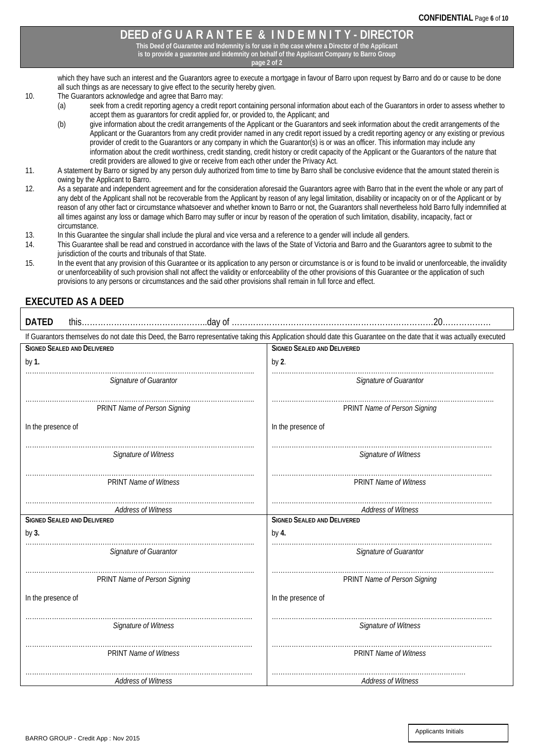## DEED of G U A R A N T E E & I N D E M N I T Y - DIRECTOR

**This Deed of Guarantee and Indemnity is for use in the case where a Director of the Applicant is to provide a guarantee and indemnity on behalf of the Applicant Company to Barro Group**

**page 2 of 2**

which they have such an interest and the Guarantors agree to execute a mortgage in favour of Barro upon request by Barro and do or cause to be done all such things as are necessary to give effect to the security hereby given.

10. The Guarantors acknowledge and agree that Barro may:
    (a) seek from a credit reporting agency a credit report containing personal information about each of the Guarantors in order to assess whether to accept them as guarantors for credit applied for, or provided to, the Applicant; and
    (b) give information about the credit arrangements of the Applicant or the Guarantors and seek information about the credit arrangements of the Applicant or the Guarantors from any credit provider named in any credit report issued by a credit reporting agency or any existing or previous provider of credit to the Guarantors or any company in which the Guarantor(s) is or was an officer. This information may include any information about the credit worthiness, credit standing, credit history or credit capacity of the Applicant or the Guarantors of the nature that credit providers are allowed to give or receive from each other under the Privacy Act.
11. A statement by Barro or signed by any person duly authorized from time to time by Barro shall be conclusive evidence that the amount stated therein is owing by the Applicant to Barro.
12. As a separate and independent agreement and for the consideration aforesaid the Guarantors agree with Barro that in the event the whole or any part of any debt of the Applicant shall not be recoverable from the Applicant by reason of any legal limitation, disability or incapacity on or of the Applicant or by reason of any other fact or circumstance whatsoever and whether known to Barro or not, the Guarantors shall nevertheless hold Barro fully indemnified at all times against any loss or damage which Barro may suffer or incur by reason of the operation of such limitation, disability, incapacity, fact or circumstance.
13. In this Guarantee the singular shall include the plural and vice versa and a reference to a gender will include all genders.
14. This Guarantee shall be read and construed in accordance with the laws of the State of Victoria and Barro and the Guarantors agree to submit to the jurisdiction of the courts and tribunals of that State.
15. In the event that any provision of this Guarantee or its application to any person or circumstance is or is found to be invalid or unenforceable, the invalidity or unenforceability of such provision shall not affect the validity or enforceability of the other provisions of this Guarantee or the application of such provisions to any persons or circumstances and the said other provisions shall remain in full force and effect.

## EXECUTED AS A DEED

**DATED** this…………………………………………..day of ……………………………………………………………………….20……………….

If Guarantors themselves do not date this Deed, the Barro representative taking this Application should date this Guarantee on the date that it was actually executed

| **SIGNED SEALED AND DELIVERED** | **SIGNED SEALED AND DELIVERED** |
|---|---|
| by **1.** | by **2**. |
| …………………………………… *Signature of Guarantor* | …………………………………… *Signature of Guarantor* |
| …………………………………… PRINT *Name of Person Signing* | …………………………………… PRINT *Name of Person Signing* |
| In the presence of | In the presence of |
| …………………………………… *Signature of Witness* | …………………………………… *Signature of Witness* |
| …………………………………… PRINT *Name of Witness* | …………………………………… PRINT *Name of Witness* |
| …………………………………… *Address of Witness* | …………………………………… *Address of Witness* |
| **SIGNED SEALED AND DELIVERED** | **SIGNED SEALED AND DELIVERED** |
| by **3.** | by **4.** |
| …………………………………… *Signature of Guarantor* | …………………………………… *Signature of Guarantor* |
| …………………………………… PRINT *Name of Person Signing* | …………………………………… PRINT *Name of Person Signing* |
| In the presence of | In the presence of |
| …………………………………… *Signature of Witness* | …………………………………… *Signature of Witness* |
| …………………………………… PRINT *Name of Witness* | …………………………………… PRINT *Name of Witness* |
| …………………………………… *Address of Witness* | …………………………………… *Address of Witness* |

Applicants Initials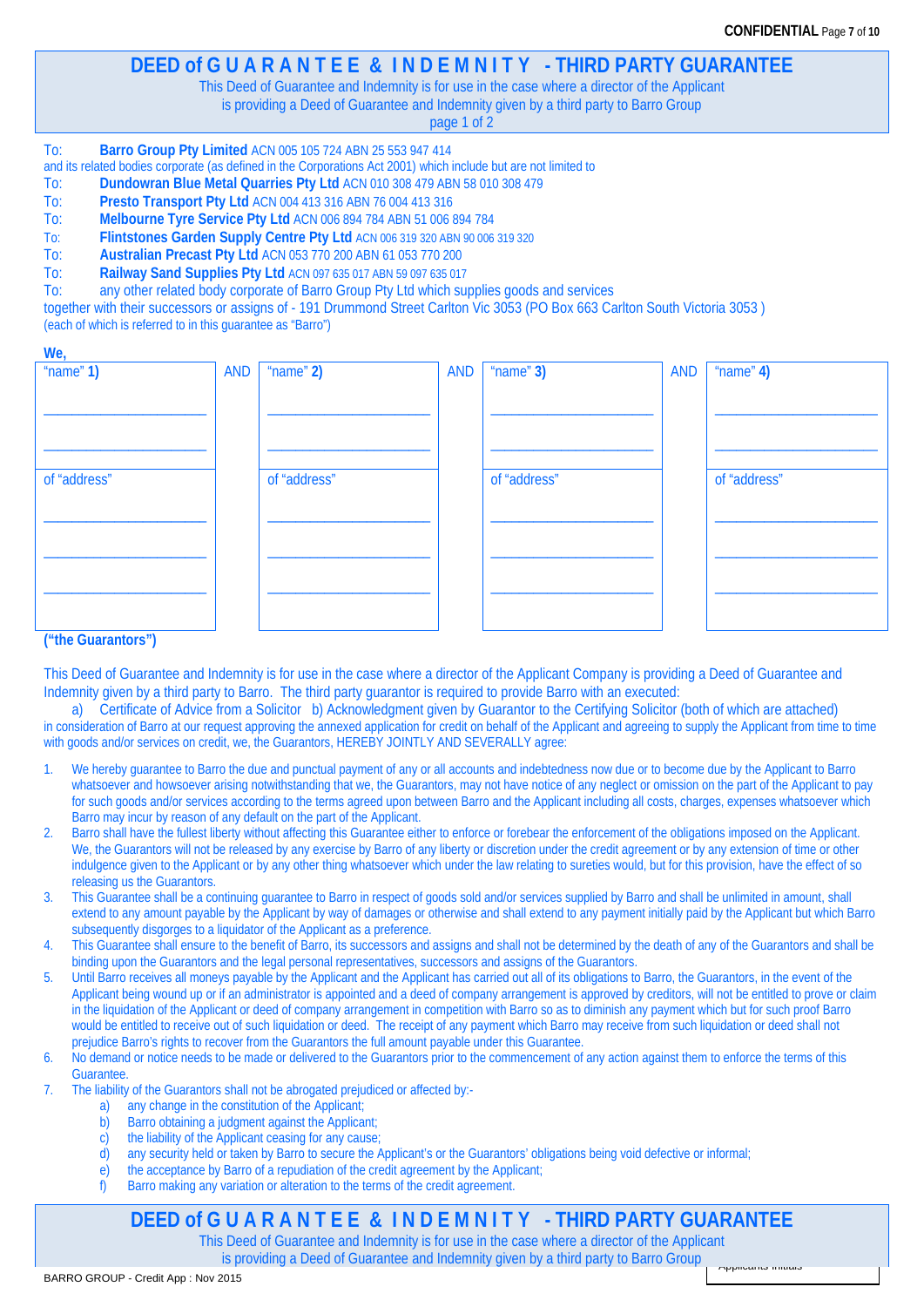# DEED of GUARANTEE & INDEMNITY - THIRD PARTY GUARANTEE

This Deed of Guarantee and Indemnity is for use in the case where a director of the Applicant is providing a Deed of Guarantee and Indemnity given by a third party to Barro Group

page 1 of 2

To: **Barro Group Pty Limited** ACN 005 105 724 ABN 25 553 947 414

and its related bodies corporate (as defined in the Corporations Act 2001) which include but are not limited to

To: **Dundowran Blue Metal Quarries Pty Ltd** ACN 010 308 479 ABN 58 010 308 479

To: **Presto Transport Pty Ltd** ACN 004 413 316 ABN 76 004 413 316

To: **Melbourne Tyre Service Pty Ltd** ACN 006 894 784 ABN 51 006 894 784

To: **Flintstones Garden Supply Centre Pty Ltd** ACN 006 319 320 ABN 90 006 319 320

To: **Australian Precast Pty Ltd** ACN 053 770 200 ABN 61 053 770 200

To: **Railway Sand Supplies Pty Ltd** ACN 097 635 017 ABN 59 097 635 017

To: any other related body corporate of Barro Group Pty Ltd which supplies goods and services

together with their successors or assigns of - 191 Drummond Street Carlton Vic 3053 (PO Box 663 Carlton South Victoria 3053 )

(each of which is referred to in this guarantee as "Barro")

**We,**

| "name" **1)** | AND | "name" **2)** | AND | "name" **3)** | AND | "name" **4)** |
|---|---|---|---|---|---|---|
| ____________ | | ____________ | | ____________ | | ____________ |
| ____________ | | ____________ | | ____________ | | ____________ |
| of "address" | | of "address" | | of "address" | | of "address" |
| ____________ | | ____________ | | ____________ | | ____________ |
| ____________ | | ____________ | | ____________ | | ____________ |
| ____________ | | ____________ | | ____________ | | ____________ |

**("the Guarantors")**

This Deed of Guarantee and Indemnity is for use in the case where a director of the Applicant Company is providing a Deed of Guarantee and Indemnity given by a third party to Barro. The third party guarantor is required to provide Barro with an executed:

a) Certificate of Advice from a Solicitor b) Acknowledgment given by Guarantor to the Certifying Solicitor (both of which are attached)

in consideration of Barro at our request approving the annexed application for credit on behalf of the Applicant and agreeing to supply the Applicant from time to time with goods and/or services on credit, we, the Guarantors, HEREBY JOINTLY AND SEVERALLY agree:

1. We hereby guarantee to Barro the due and punctual payment of any or all accounts and indebtedness now due or to become due by the Applicant to Barro whatsoever and howsoever arising notwithstanding that we, the Guarantors, may not have notice of any neglect or omission on the part of the Applicant to pay for such goods and/or services according to the terms agreed upon between Barro and the Applicant including all costs, charges, expenses whatsoever which Barro may incur by reason of any default on the part of the Applicant.
2. Barro shall have the fullest liberty without affecting this Guarantee either to enforce or forebear the enforcement of the obligations imposed on the Applicant. We, the Guarantors will not be released by any exercise by Barro of any liberty or discretion under the credit agreement or by any extension of time or other indulgence given to the Applicant or by any other thing whatsoever which under the law relating to sureties would, but for this provision, have the effect of so releasing us the Guarantors.
3. This Guarantee shall be a continuing guarantee to Barro in respect of goods sold and/or services supplied by Barro and shall be unlimited in amount, shall extend to any amount payable by the Applicant by way of damages or otherwise and shall extend to any payment initially paid by the Applicant but which Barro subsequently disgorges to a liquidator of the Applicant as a preference.
4. This Guarantee shall ensure to the benefit of Barro, its successors and assigns and shall not be determined by the death of any of the Guarantors and shall be binding upon the Guarantors and the legal personal representatives, successors and assigns of the Guarantors.
5. Until Barro receives all moneys payable by the Applicant and the Applicant has carried out all of its obligations to Barro, the Guarantors, in the event of the Applicant being wound up or if an administrator is appointed and a deed of company arrangement is approved by creditors, will not be entitled to prove or claim in the liquidation of the Applicant or deed of company arrangement in competition with Barro so as to diminish any payment which but for such proof Barro would be entitled to receive out of such liquidation or deed. The receipt of any payment which Barro may receive from such liquidation or deed shall not prejudice Barro's rights to recover from the Guarantors the full amount payable under this Guarantee.
6. No demand or notice needs to be made or delivered to the Guarantors prior to the commencement of any action against them to enforce the terms of this Guarantee.
7. The liability of the Guarantors shall not be abrogated prejudiced or affected by:-
   a) any change in the constitution of the Applicant;
   b) Barro obtaining a judgment against the Applicant;
   c) the liability of the Applicant ceasing for any cause;
   d) any security held or taken by Barro to secure the Applicant's or the Guarantors' obligations being void defective or informal;
   e) the acceptance by Barro of a repudiation of the credit agreement by the Applicant;
   f) Barro making any variation or alteration to the terms of the credit agreement.

# DEED of GUARANTEE & INDEMNITY - THIRD PARTY GUARANTEE

This Deed of Guarantee and Indemnity is for use in the case where a director of the Applicant is providing a Deed of Guarantee and Indemnity given by a third party to Barro Group

Applicants Initials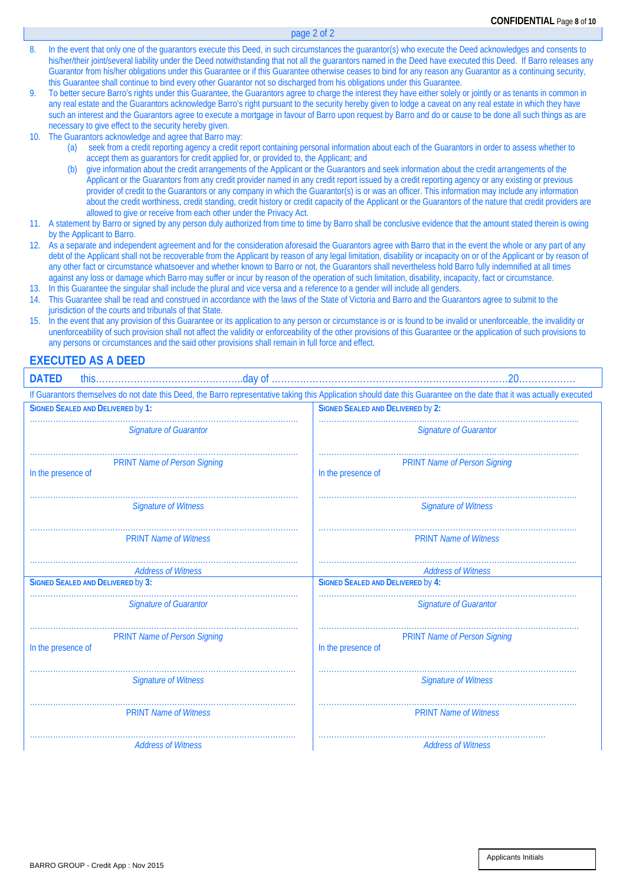page 2 of 2

8. In the event that only one of the guarantors execute this Deed, in such circumstances the guarantor(s) who execute the Deed acknowledges and consents to his/her/their joint/several liability under the Deed notwithstanding that not all the guarantors named in the Deed have executed this Deed. If Barro releases any Guarantor from his/her obligations under this Guarantee or if this Guarantee otherwise ceases to bind for any reason any Guarantor as a continuing security, this Guarantee shall continue to bind every other Guarantor not so discharged from his obligations under this Guarantee.
9. To better secure Barro's rights under this Guarantee, the Guarantors agree to charge the interest they have either solely or jointly or as tenants in common in any real estate and the Guarantors acknowledge Barro's right pursuant to the security hereby given to lodge a caveat on any real estate in which they have such an interest and the Guarantors agree to execute a mortgage in favour of Barro upon request by Barro and do or cause to be done all such things as are necessary to give effect to the security hereby given.
10. The Guarantors acknowledge and agree that Barro may:
    (a) seek from a credit reporting agency a credit report containing personal information about each of the Guarantors in order to assess whether to accept them as guarantors for credit applied for, or provided to, the Applicant; and
    (b) give information about the credit arrangements of the Applicant or the Guarantors and seek information about the credit arrangements of the Applicant or the Guarantors from any credit provider named in any credit report issued by a credit reporting agency or any existing or previous provider of credit to the Guarantors or any company in which the Guarantor(s) is or was an officer. This information may include any information about the credit worthiness, credit standing, credit history or credit capacity of the Applicant or the Guarantors of the nature that credit providers are allowed to give or receive from each other under the Privacy Act.
11. A statement by Barro or signed by any person duly authorized from time to time by Barro shall be conclusive evidence that the amount stated therein is owing by the Applicant to Barro.
12. As a separate and independent agreement and for the consideration aforesaid the Guarantors agree with Barro that in the event the whole or any part of any debt of the Applicant shall not be recoverable from the Applicant by reason of any legal limitation, disability or incapacity on or of the Applicant or by reason of any other fact or circumstance whatsoever and whether known to Barro or not, the Guarantors shall nevertheless hold Barro fully indemnified at all times against any loss or damage which Barro may suffer or incur by reason of the operation of such limitation, disability, incapacity, fact or circumstance.
13. In this Guarantee the singular shall include the plural and vice versa and a reference to a gender will include all genders.
14. This Guarantee shall be read and construed in accordance with the laws of the State of Victoria and Barro and the Guarantors agree to submit to the jurisdiction of the courts and tribunals of that State.
15. In the event that any provision of this Guarantee or its application to any person or circumstance is or is found to be invalid or unenforceable, the invalidity or unenforceability of such provision shall not affect the validity or enforceability of the other provisions of this Guarantee or the application of such provisions to any persons or circumstances and the said other provisions shall remain in full force and effect.

## EXECUTED AS A DEED

**DATED** this……………………………………..day of ……………………………………………………………………20………………

If Guarantors themselves do not date this Deed, the Barro representative taking this Application should date this Guarantee on the date that it was actually executed

| **SIGNED SEALED AND DELIVERED** by **1:** | **SIGNED SEALED AND DELIVERED** by **2:** |
|---|---|
| ………………………………………… *Signature of Guarantor* | ………………………………………… *Signature of Guarantor* |
| ………………………………………… PRINT *Name of Person Signing* | ………………………………………… PRINT *Name of Person Signing* |
| In the presence of | In the presence of |
| ………………………………………… *Signature of Witness* | ………………………………………… *Signature of Witness* |
| ………………………………………… PRINT *Name of Witness* | ………………………………………… PRINT *Name of Witness* |
| ………………………………………… *Address of Witness* | ………………………………………… *Address of Witness* |
| **SIGNED SEALED AND DELIVERED** by **3:** | **SIGNED SEALED AND DELIVERED** by **4:** |
| ………………………………………… *Signature of Guarantor* | ………………………………………… *Signature of Guarantor* |
| ………………………………………… PRINT *Name of Person Signing* | ………………………………………… PRINT *Name of Person Signing* |
| In the presence of | In the presence of |
| ………………………………………… *Signature of Witness* | ………………………………………… *Signature of Witness* |
| ………………………………………… PRINT *Name of Witness* | ………………………………………… PRINT *Name of Witness* |
| ………………………………………… *Address of Witness* | ………………………………………… *Address of Witness* |

BARRO GROUP - Credit App : Nov 2015

Applicants Initials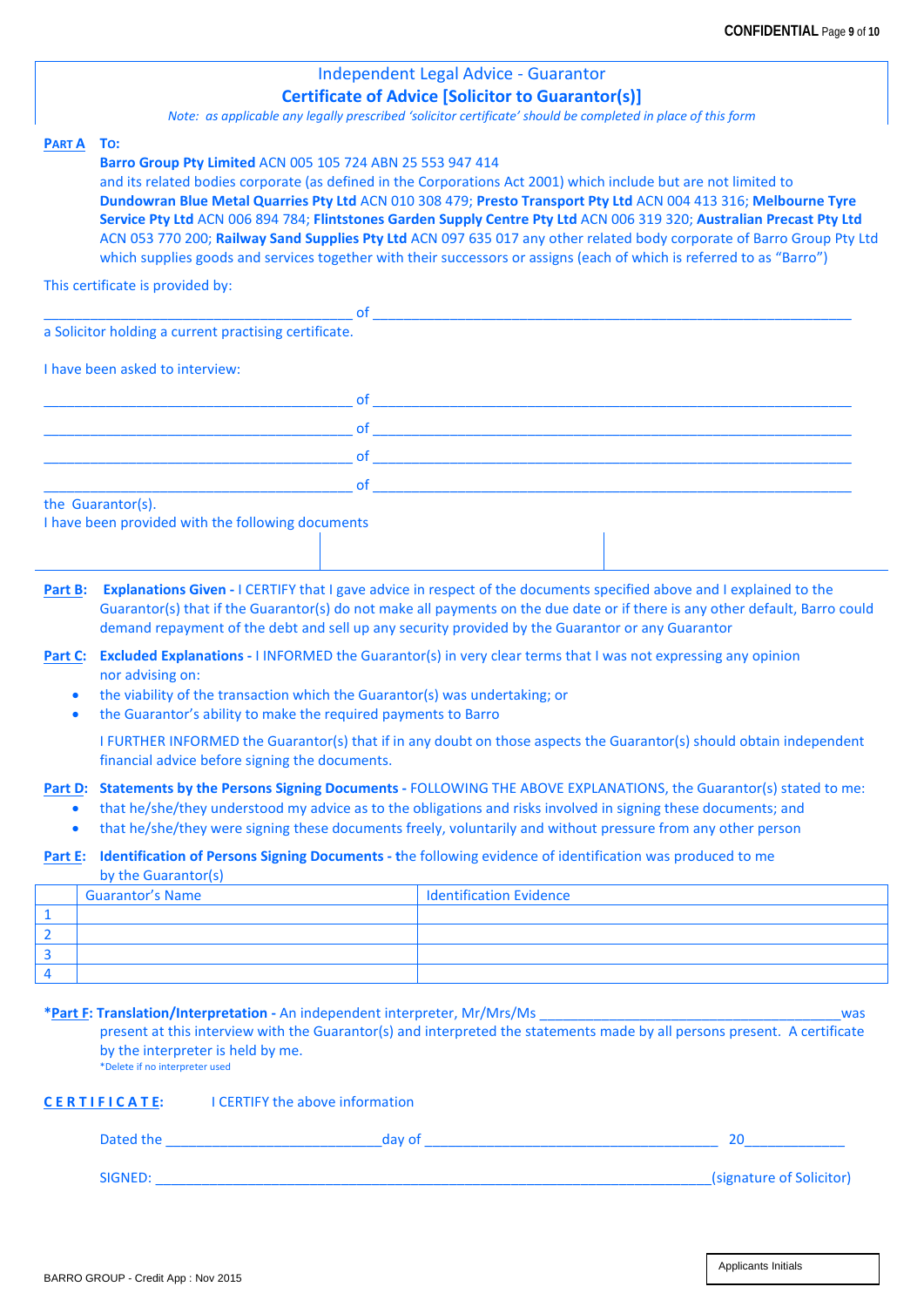## Independent Legal Advice - Guarantor

## Certificate of Advice [Solicitor to Guarantor(s)]

*Note: as applicable any legally prescribed 'solicitor certificate' should be completed in place of this form*

**PART A** **To:**

**Barro Group Pty Limited** ACN 005 105 724 ABN 25 553 947 414
and its related bodies corporate (as defined in the Corporations Act 2001) which include but are not limited to **Dundowran Blue Metal Quarries Pty Ltd** ACN 010 308 479; **Presto Transport Pty Ltd** ACN 004 413 316; **Melbourne Tyre Service Pty Ltd** ACN 006 894 784; **Flintstones Garden Supply Centre Pty Ltd** ACN 006 319 320; **Australian Precast Pty Ltd** ACN 053 770 200; **Railway Sand Supplies Pty Ltd** ACN 097 635 017 any other related body corporate of Barro Group Pty Ltd which supplies goods and services together with their successors or assigns (each of which is referred to as "Barro")

This certificate is provided by:

________________________________________ of ________________________________________

a Solicitor holding a current practising certificate.

I have been asked to interview:

________________________________________ of ________________________________________

________________________________________ of ________________________________________

________________________________________ of ________________________________________

________________________________________ of ________________________________________

the Guarantor(s).

I have been provided with the following documents

| | | |
|---|---|---|
| | | |

**Part B:** **Explanations Given -** I CERTIFY that I gave advice in respect of the documents specified above and I explained to the Guarantor(s) that if the Guarantor(s) do not make all payments on the due date or if there is any other default, Barro could demand repayment of the debt and sell up any security provided by the Guarantor or any Guarantor

**Part C:** **Excluded Explanations -** I INFORMED the Guarantor(s) in very clear terms that I was not expressing any opinion nor advising on:

- the viability of the transaction which the Guarantor(s) was undertaking; or
- the Guarantor's ability to make the required payments to Barro

I FURTHER INFORMED the Guarantor(s) that if in any doubt on those aspects the Guarantor(s) should obtain independent financial advice before signing the documents.

**Part D:** **Statements by the Persons Signing Documents -** FOLLOWING THE ABOVE EXPLANATIONS, the Guarantor(s) stated to me:

- that he/she/they understood my advice as to the obligations and risks involved in signing these documents; and
- that he/she/they were signing these documents freely, voluntarily and without pressure from any other person

**Part E:** **Identification of Persons Signing Documents - t**he following evidence of identification was produced to me by the Guarantor(s)

| | Guarantor's Name | Identification Evidence |
|---|---|---|
| 1 | | |
| 2 | | |
| 3 | | |
| 4 | | |

***Part F: Translation/Interpretation -** An independent interpreter, Mr/Mrs/Ms ________________________________________ was present at this interview with the Guarantor(s) and interpreted the statements made by all persons present. A certificate by the interpreter is held by me.

*\*Delete if no interpreter used*

**CERTIFICATE:** I CERTIFY the above information

Dated the ____________________________ day of ______________________________________ 20_____________

SIGNED: _________________________________________________________________________(signature of Solicitor)

BARRO GROUP - Credit App : Nov 2015

| Applicants Initials |
|---|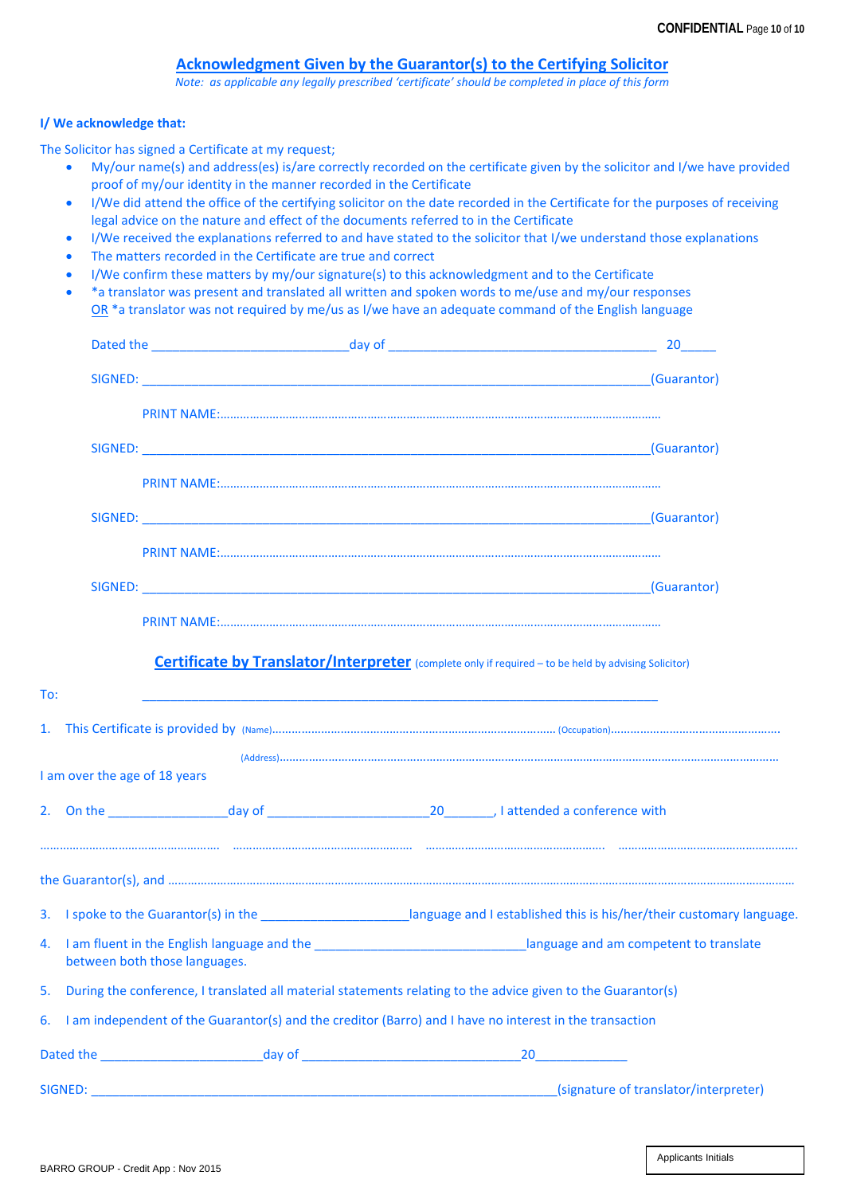## Acknowledgment Given by the Guarantor(s) to the Certifying Solicitor

*Note: as applicable any legally prescribed 'certificate' should be completed in place of this form*

**I/ We acknowledge that:**

The Solicitor has signed a Certificate at my request;

- My/our name(s) and address(es) is/are correctly recorded on the certificate given by the solicitor and I/we have provided proof of my/our identity in the manner recorded in the Certificate
- I/We did attend the office of the certifying solicitor on the date recorded in the Certificate for the purposes of receiving legal advice on the nature and effect of the documents referred to in the Certificate
- I/We received the explanations referred to and have stated to the solicitor that I/we understand those explanations
- The matters recorded in the Certificate are true and correct
- I/We confirm these matters by my/our signature(s) to this acknowledgment and to the Certificate
- *a translator was present and translated all written and spoken words to me/use and my/our responses
  OR *a translator was not required by me/us as I/we have an adequate command of the English language

Dated the ___________________________day of _____________________________________ 20_____

SIGNED: ______________________________________________________________________(Guarantor)

PRINT NAME:……………………………………………………………………………………………………………

SIGNED: ______________________________________________________________________(Guarantor)

PRINT NAME:……………………………………………………………………………………………………………

SIGNED: ______________________________________________________________________(Guarantor)

PRINT NAME:……………………………………………………………………………………………………………

SIGNED: ______________________________________________________________________(Guarantor)

PRINT NAME:……………………………………………………………………………………………………………

## Certificate by Translator/Interpreter (complete only if required – to be held by advising Solicitor)

To: ______________________________________________________________________

1. This Certificate is provided by (Name)………………………………………………………………………… (Occupation)……………………………………………

   (Address)……………………………………………………………………………………………………………………………………

I am over the age of 18 years

2. On the ________________day of ______________________20_______, I attended a conference with

……………………………………………… ……………………………………………… ……………………………………………… ………………………………………………

the Guarantor(s), and ……………………………………………………………………………………………………………………………………………………

3. I spoke to the Guarantor(s) in the ____________________language and I established this is his/her/their customary language.
4. I am fluent in the English language and the ______________________________language and am competent to translate between both those languages.
5. During the conference, I translated all material statements relating to the advice given to the Guarantor(s)
6. I am independent of the Guarantor(s) and the creditor (Barro) and I have no interest in the transaction

Dated the ______________________day of ______________________________20_____________

SIGNED: _________________________________________________________________(signature of translator/interpreter)

BARRO GROUP - Credit App : Nov 2015

Applicants Initials